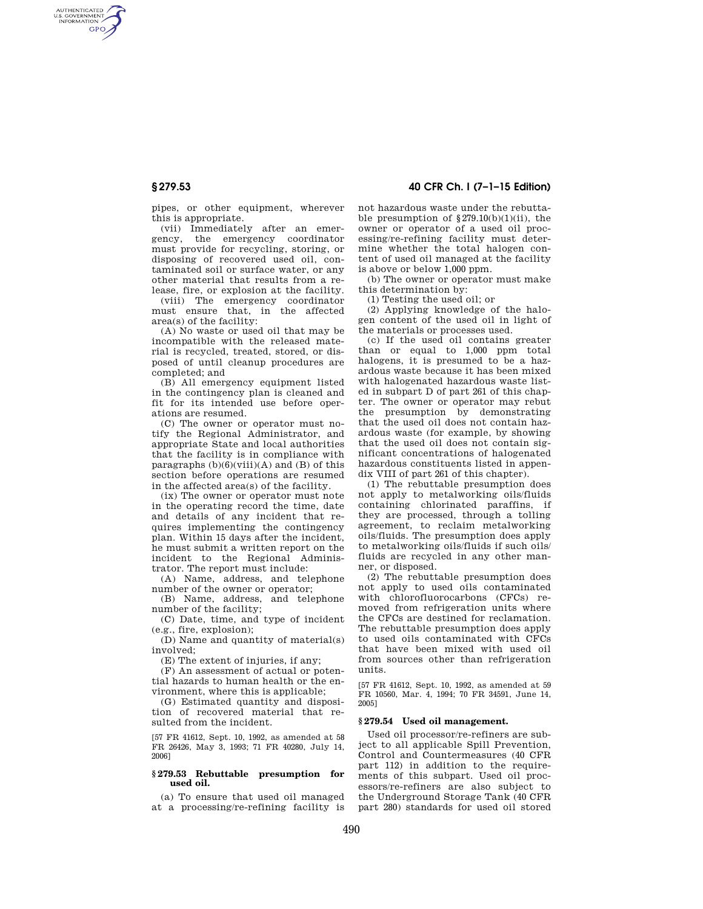pipes, or other equipment, wherever this is appropriate.

(vii) Immediately after an emergency, the emergency coordinator must provide for recycling, storing, or disposing of recovered used oil, contaminated soil or surface water, or any other material that results from a release, fire, or explosion at the facility.

(viii) The emergency coordinator must ensure that, in the affected area(s) of the facility:

(A) No waste or used oil that may be incompatible with the released material is recycled, treated, stored, or disposed of until cleanup procedures are completed; and

(B) All emergency equipment listed in the contingency plan is cleaned and fit for its intended use before operations are resumed.

(C) The owner or operator must notify the Regional Administrator, and appropriate State and local authorities that the facility is in compliance with paragraphs (b)(6)(viii)(A) and (B) of this section before operations are resumed in the affected area(s) of the facility.

(ix) The owner or operator must note in the operating record the time, date and details of any incident that requires implementing the contingency plan. Within 15 days after the incident, he must submit a written report on the incident to the Regional Administrator. The report must include:

(A) Name, address, and telephone number of the owner or operator;

(B) Name, address, and telephone number of the facility;

(C) Date, time, and type of incident (e.g., fire, explosion);

(D) Name and quantity of material(s) involved;

(E) The extent of injuries, if any;

(F) An assessment of actual or potential hazards to human health or the environment, where this is applicable;

(G) Estimated quantity and disposition of recovered material that resulted from the incident.

[57 FR 41612, Sept. 10, 1992, as amended at 58 FR 26426, May 3, 1993; 71 FR 40280, July 14, 2006]

## § 279.53 Rebuttable presumption for used oil.

(a) To ensure that used oil managed at a processing/re-refining facility is not hazardous waste under the rebuttable presumption of §279.10(b)(1)(ii), the owner or operator of a used oil processing/re-refining facility must determine whether the total halogen content of used oil managed at the facility is above or below 1,000 ppm.

(b) The owner or operator must make this determination by:

(1) Testing the used oil; or

(2) Applying knowledge of the halogen content of the used oil in light of the materials or processes used.

(c) If the used oil contains greater than or equal to 1,000 ppm total halogens, it is presumed to be a hazardous waste because it has been mixed with halogenated hazardous waste listed in subpart D of part 261 of this chapter. The owner or operator may rebut the presumption by demonstrating that the used oil does not contain hazardous waste (for example, by showing that the used oil does not contain significant concentrations of halogenated hazardous constituents listed in appendix VIII of part 261 of this chapter).

(1) The rebuttable presumption does not apply to metalworking oils/fluids containing chlorinated paraffins, if they are processed, through a tolling agreement, to reclaim metalworking oils/fluids. The presumption does apply to metalworking oils/fluids if such oils/fluids are recycled in any other manner, or disposed.

(2) The rebuttable presumption does not apply to used oils contaminated with chlorofluorocarbons (CFCs) removed from refrigeration units where the CFCs are destined for reclamation. The rebuttable presumption does apply to used oils contaminated with CFCs that have been mixed with used oil from sources other than refrigeration units.

[57 FR 41612, Sept. 10, 1992, as amended at 59 FR 10560, Mar. 4, 1994; 70 FR 34591, June 14, 2005]

## § 279.54 Used oil management.

Used oil processor/re-refiners are subject to all applicable Spill Prevention, Control and Countermeasures (40 CFR part 112) in addition to the requirements of this subpart. Used oil processors/re-refiners are also subject to the Underground Storage Tank (40 CFR part 280) standards for used oil stored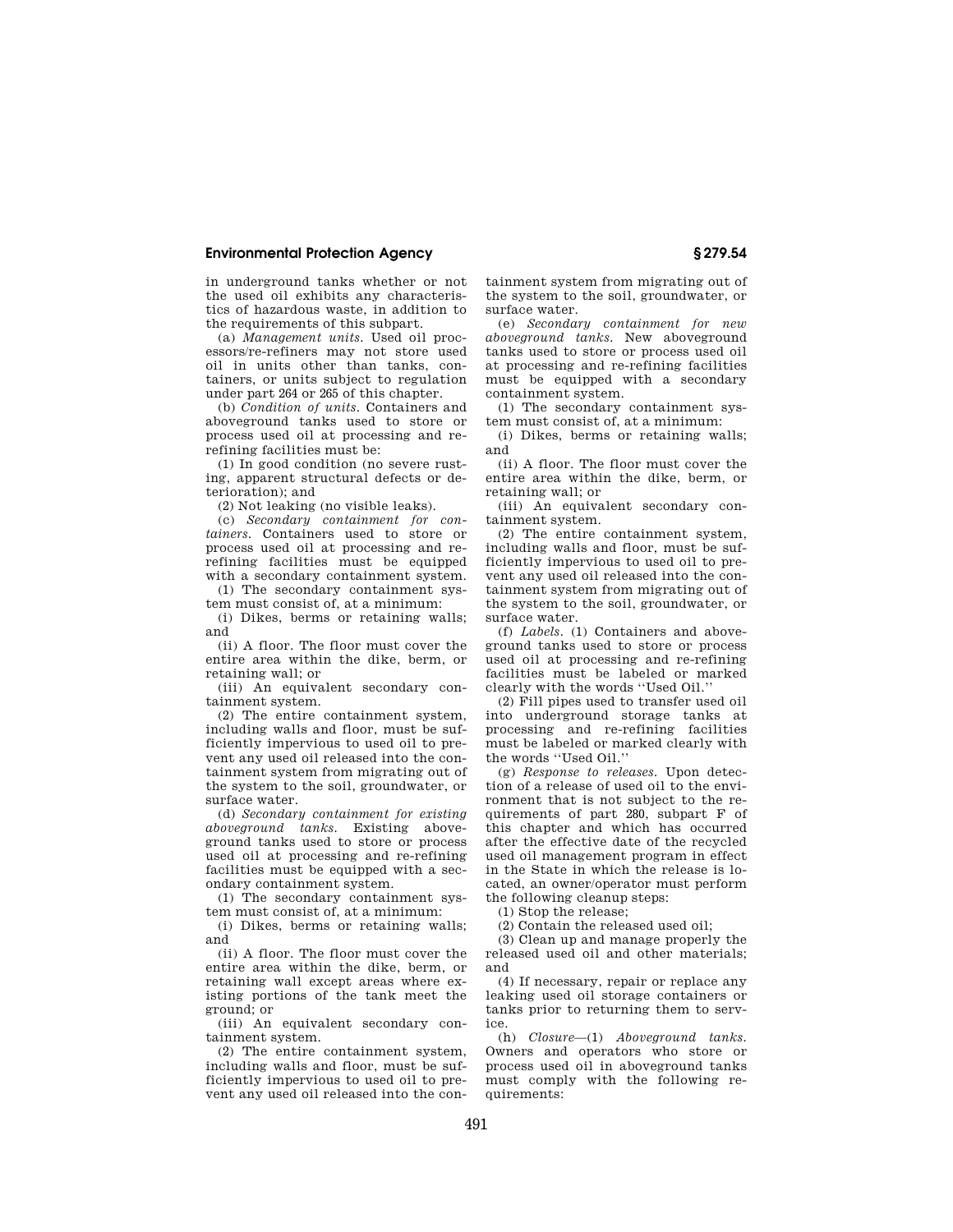in underground tanks whether or not the used oil exhibits any characteristics of hazardous waste, in addition to the requirements of this subpart.

(a) *Management units.* Used oil processors/re-refiners may not store used oil in units other than tanks, containers, or units subject to regulation under part 264 or 265 of this chapter.

(b) *Condition of units.* Containers and aboveground tanks used to store or process used oil at processing and re-refining facilities must be:

(1) In good condition (no severe rusting, apparent structural defects or deterioration); and

(2) Not leaking (no visible leaks).

(c) *Secondary containment for containers.* Containers used to store or process used oil at processing and re-refining facilities must be equipped with a secondary containment system.

(1) The secondary containment system must consist of, at a minimum:

(i) Dikes, berms or retaining walls; and

(ii) A floor. The floor must cover the entire area within the dike, berm, or retaining wall; or

(iii) An equivalent secondary containment system.

(2) The entire containment system, including walls and floor, must be sufficiently impervious to used oil to prevent any used oil released into the containment system from migrating out of the system to the soil, groundwater, or surface water.

(d) *Secondary containment for existing aboveground tanks.* Existing aboveground tanks used to store or process used oil at processing and re-refining facilities must be equipped with a secondary containment system.

(1) The secondary containment system must consist of, at a minimum:

(i) Dikes, berms or retaining walls; and

(ii) A floor. The floor must cover the entire area within the dike, berm, or retaining wall except areas where existing portions of the tank meet the ground; or

(iii) An equivalent secondary containment system.

(2) The entire containment system, including walls and floor, must be sufficiently impervious to used oil to prevent any used oil released into the containment system from migrating out of the system to the soil, groundwater, or surface water.

(e) *Secondary containment for new aboveground tanks.* New aboveground tanks used to store or process used oil at processing and re-refining facilities must be equipped with a secondary containment system.

(1) The secondary containment system must consist of, at a minimum:

(i) Dikes, berms or retaining walls; and

(ii) A floor. The floor must cover the entire area within the dike, berm, or retaining wall; or

(iii) An equivalent secondary containment system.

(2) The entire containment system, including walls and floor, must be sufficiently impervious to used oil to prevent any used oil released into the containment system from migrating out of the system to the soil, groundwater, or surface water.

(f) *Labels.* (1) Containers and aboveground tanks used to store or process used oil at processing and re-refining facilities must be labeled or marked clearly with the words "Used Oil."

(2) Fill pipes used to transfer used oil into underground storage tanks at processing and re-refining facilities must be labeled or marked clearly with the words "Used Oil."

(g) *Response to releases.* Upon detection of a release of used oil to the environment that is not subject to the requirements of part 280, subpart F of this chapter and which has occurred after the effective date of the recycled used oil management program in effect in the State in which the release is located, an owner/operator must perform the following cleanup steps:

(1) Stop the release;

(2) Contain the released used oil;

(3) Clean up and manage properly the released used oil and other materials; and

(4) If necessary, repair or replace any leaking used oil storage containers or tanks prior to returning them to service.

(h) *Closure*—(1) *Aboveground tanks.* Owners and operators who store or process used oil in aboveground tanks must comply with the following requirements: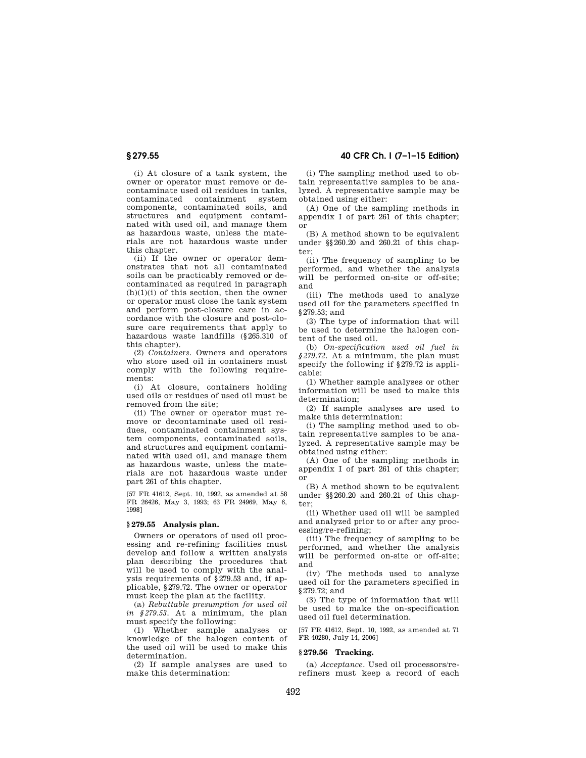(i) At closure of a tank system, the owner or operator must remove or decontaminate used oil residues in tanks, contaminated containment system components, contaminated soils, and structures and equipment contaminated with used oil, and manage them as hazardous waste, unless the materials are not hazardous waste under this chapter.

(ii) If the owner or operator demonstrates that not all contaminated soils can be practicably removed or decontaminated as required in paragraph (h)(1)(i) of this section, then the owner or operator must close the tank system and perform post-closure care in accordance with the closure and post-closure care requirements that apply to hazardous waste landfills (§265.310 of this chapter).

(2) *Containers.* Owners and operators who store used oil in containers must comply with the following requirements:

(i) At closure, containers holding used oils or residues of used oil must be removed from the site;

(ii) The owner or operator must remove or decontaminate used oil residues, contaminated containment system components, contaminated soils, and structures and equipment contaminated with used oil, and manage them as hazardous waste, unless the materials are not hazardous waste under part 261 of this chapter.

[57 FR 41612, Sept. 10, 1992, as amended at 58 FR 26426, May 3, 1993; 63 FR 24969, May 6, 1998]

## § 279.55 Analysis plan.

Owners or operators of used oil processing and re-refining facilities must develop and follow a written analysis plan describing the procedures that will be used to comply with the analysis requirements of §279.53 and, if applicable, §279.72. The owner or operator must keep the plan at the facility.

(a) *Rebuttable presumption for used oil in §279.53.* At a minimum, the plan must specify the following:

(1) Whether sample analyses or knowledge of the halogen content of the used oil will be used to make this determination.

(2) If sample analyses are used to make this determination:

(i) The sampling method used to obtain representative samples to be analyzed. A representative sample may be obtained using either:

(A) One of the sampling methods in appendix I of part 261 of this chapter; or

(B) A method shown to be equivalent under §§260.20 and 260.21 of this chapter;

(ii) The frequency of sampling to be performed, and whether the analysis will be performed on-site or off-site; and

(iii) The methods used to analyze used oil for the parameters specified in §279.53; and

(3) The type of information that will be used to determine the halogen content of the used oil.

(b) *On-specification used oil fuel in §279.72.* At a minimum, the plan must specify the following if §279.72 is applicable:

(1) Whether sample analyses or other information will be used to make this determination;

(2) If sample analyses are used to make this determination:

(i) The sampling method used to obtain representative samples to be analyzed. A representative sample may be obtained using either:

(A) One of the sampling methods in appendix I of part 261 of this chapter; or

(B) A method shown to be equivalent under §§260.20 and 260.21 of this chapter;

(ii) Whether used oil will be sampled and analyzed prior to or after any processing/re-refining;

(iii) The frequency of sampling to be performed, and whether the analysis will be performed on-site or off-site; and

(iv) The methods used to analyze used oil for the parameters specified in §279.72; and

(3) The type of information that will be used to make the on-specification used oil fuel determination.

[57 FR 41612, Sept. 10, 1992, as amended at 71 FR 40280, July 14, 2006]

## § 279.56 Tracking.

(a) *Acceptance.* Used oil processors/re-refiners must keep a record of each